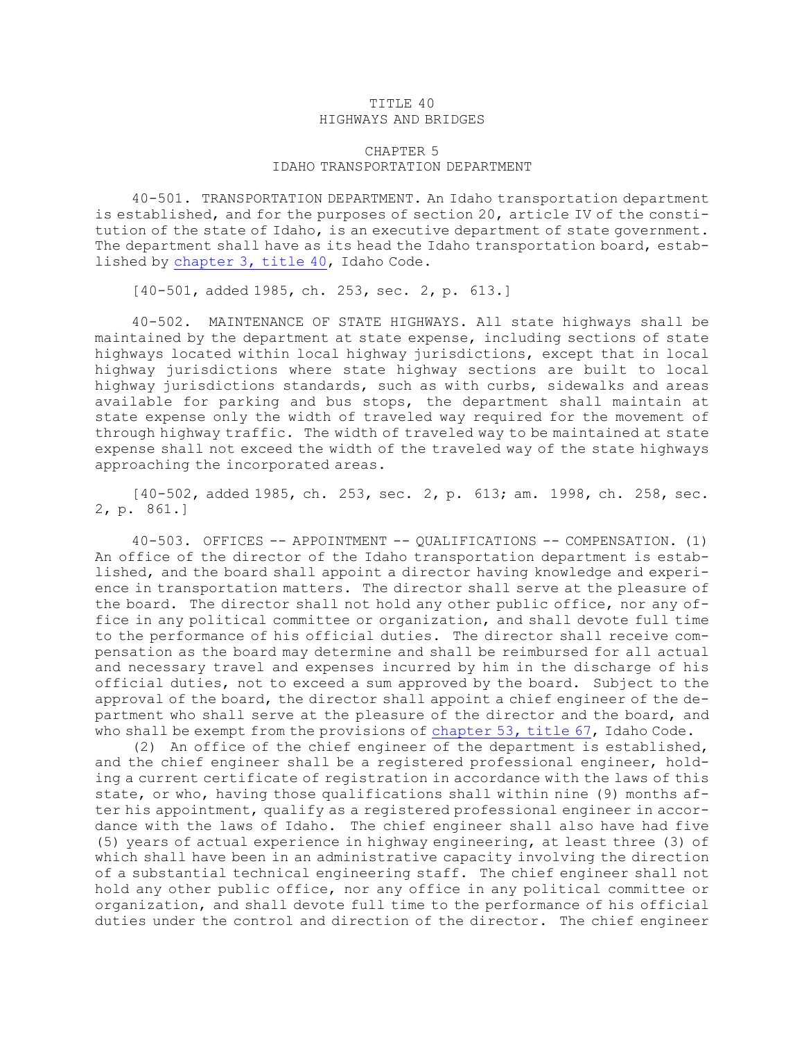# TITLE 40
# HIGHWAYS AND BRIDGES

## CHAPTER 5
## IDAHO TRANSPORTATION DEPARTMENT

40-501. TRANSPORTATION DEPARTMENT. An Idaho transportation department is established, and for the purposes of section 20, article IV of the constitution of the state of Idaho, is an executive department of state government. The department shall have as its head the Idaho transportation board, established by chapter 3, title 40, Idaho Code.

[40-501, added 1985, ch. 253, sec. 2, p. 613.]

40-502. MAINTENANCE OF STATE HIGHWAYS. All state highways shall be maintained by the department at state expense, including sections of state highways located within local highway jurisdictions, except that in local highway jurisdictions where state highway sections are built to local highway jurisdictions standards, such as with curbs, sidewalks and areas available for parking and bus stops, the department shall maintain at state expense only the width of traveled way required for the movement of through highway traffic. The width of traveled way to be maintained at state expense shall not exceed the width of the traveled way of the state highways approaching the incorporated areas.

[40-502, added 1985, ch. 253, sec. 2, p. 613; am. 1998, ch. 258, sec. 2, p. 861.]

40-503. OFFICES -- APPOINTMENT -- QUALIFICATIONS -- COMPENSATION. (1) An office of the director of the Idaho transportation department is established, and the board shall appoint a director having knowledge and experience in transportation matters. The director shall serve at the pleasure of the board. The director shall not hold any other public office, nor any office in any political committee or organization, and shall devote full time to the performance of his official duties. The director shall receive compensation as the board may determine and shall be reimbursed for all actual and necessary travel and expenses incurred by him in the discharge of his official duties, not to exceed a sum approved by the board. Subject to the approval of the board, the director shall appoint a chief engineer of the department who shall serve at the pleasure of the director and the board, and who shall be exempt from the provisions of chapter 53, title 67, Idaho Code.

(2) An office of the chief engineer of the department is established, and the chief engineer shall be a registered professional engineer, holding a current certificate of registration in accordance with the laws of this state, or who, having those qualifications shall within nine (9) months after his appointment, qualify as a registered professional engineer in accordance with the laws of Idaho. The chief engineer shall also have had five (5) years of actual experience in highway engineering, at least three (3) of which shall have been in an administrative capacity involving the direction of a substantial technical engineering staff. The chief engineer shall not hold any other public office, nor any office in any political committee or organization, and shall devote full time to the performance of his official duties under the control and direction of the director. The chief engineer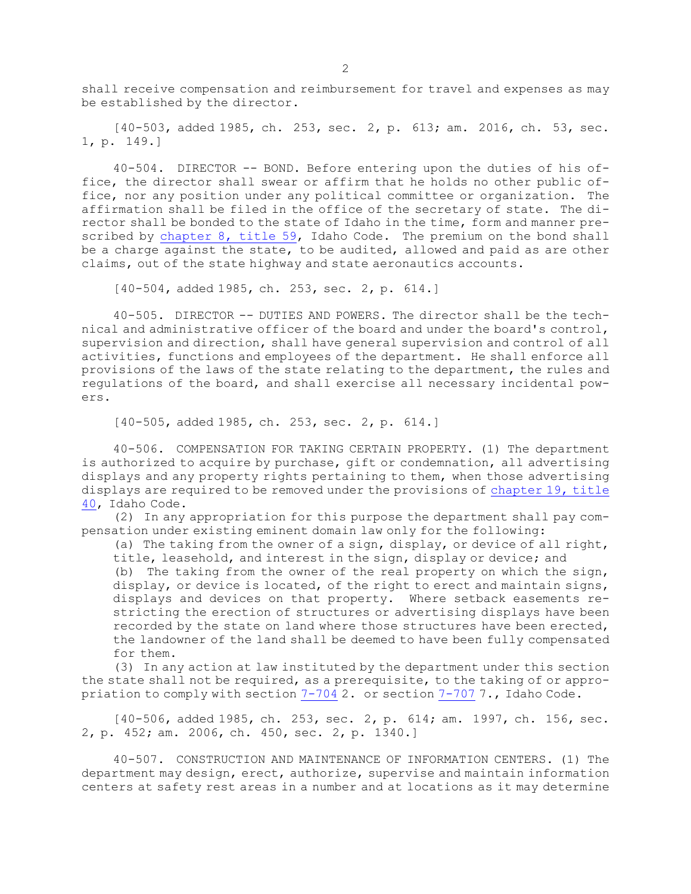shall receive compensation and reimbursement for travel and expenses as may be established by the director.

[40-503, added 1985, ch. 253, sec. 2, p. 613; am. 2016, ch. 53, sec. 1, p. 149.]

40-504. DIRECTOR -- BOND. Before entering upon the duties of his office, the director shall swear or affirm that he holds no other public office, nor any position under any political committee or organization. The affirmation shall be filed in the office of the secretary of state. The director shall be bonded to the state of Idaho in the time, form and manner prescribed by chapter 8, title 59, Idaho Code. The premium on the bond shall be a charge against the state, to be audited, allowed and paid as are other claims, out of the state highway and state aeronautics accounts.

[40-504, added 1985, ch. 253, sec. 2, p. 614.]

40-505. DIRECTOR -- DUTIES AND POWERS. The director shall be the technical and administrative officer of the board and under the board's control, supervision and direction, shall have general supervision and control of all activities, functions and employees of the department. He shall enforce all provisions of the laws of the state relating to the department, the rules and regulations of the board, and shall exercise all necessary incidental powers.

[40-505, added 1985, ch. 253, sec. 2, p. 614.]

40-506. COMPENSATION FOR TAKING CERTAIN PROPERTY. (1) The department is authorized to acquire by purchase, gift or condemnation, all advertising displays and any property rights pertaining to them, when those advertising displays are required to be removed under the provisions of chapter 19, title 40, Idaho Code.

(2) In any appropriation for this purpose the department shall pay compensation under existing eminent domain law only for the following:

(a) The taking from the owner of a sign, display, or device of all right, title, leasehold, and interest in the sign, display or device; and

(b) The taking from the owner of the real property on which the sign, display, or device is located, of the right to erect and maintain signs, displays and devices on that property. Where setback easements restricting the erection of structures or advertising displays have been recorded by the state on land where those structures have been erected, the landowner of the land shall be deemed to have been fully compensated for them.

(3) In any action at law instituted by the department under this section the state shall not be required, as a prerequisite, to the taking of or appropriation to comply with section 7-704 2. or section 7-707 7., Idaho Code.

[40-506, added 1985, ch. 253, sec. 2, p. 614; am. 1997, ch. 156, sec. 2, p. 452; am. 2006, ch. 450, sec. 2, p. 1340.]

40-507. CONSTRUCTION AND MAINTENANCE OF INFORMATION CENTERS. (1) The department may design, erect, authorize, supervise and maintain information centers at safety rest areas in a number and at locations as it may determine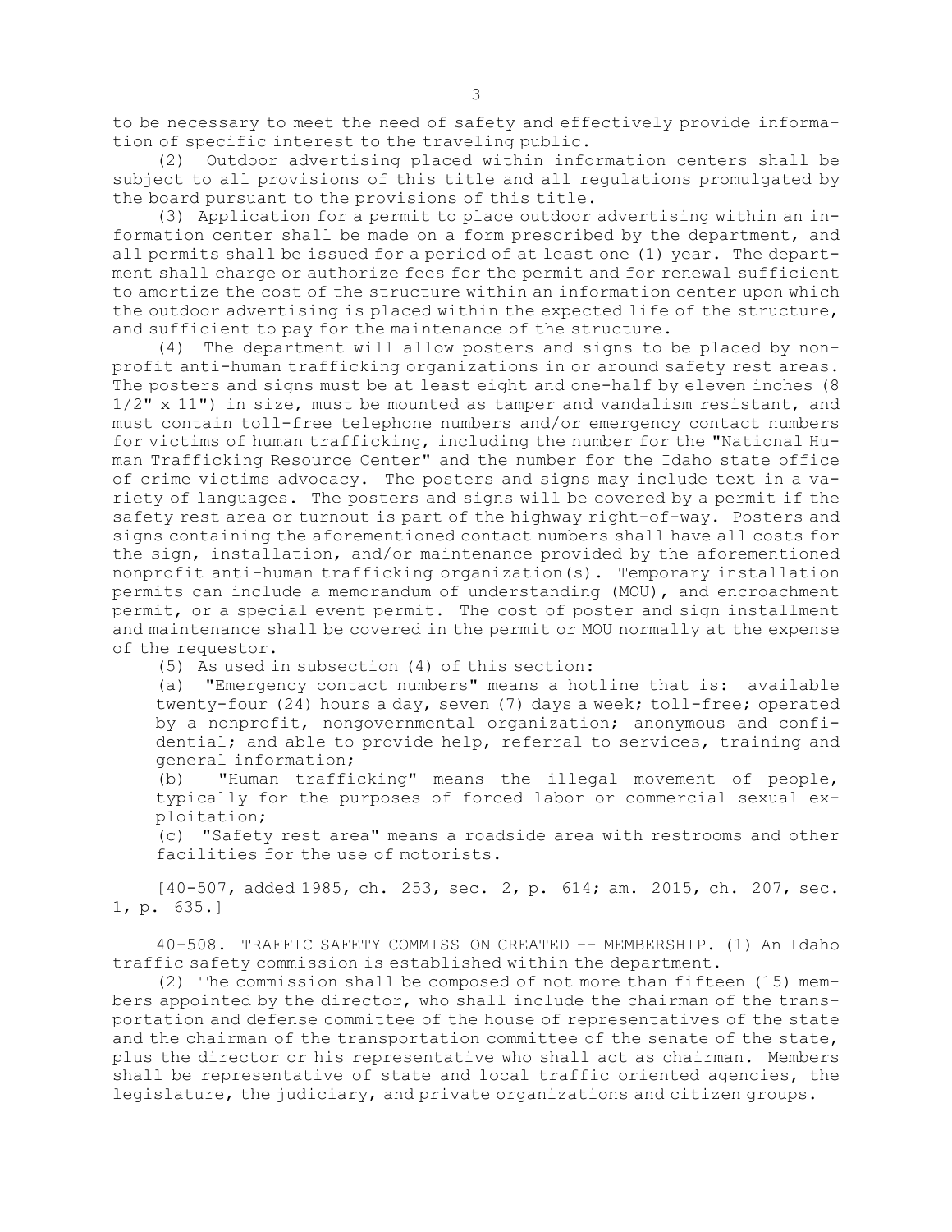to be necessary to meet the need of safety and effectively provide information of specific interest to the traveling public.

(2) Outdoor advertising placed within information centers shall be subject to all provisions of this title and all regulations promulgated by the board pursuant to the provisions of this title.

(3) Application for a permit to place outdoor advertising within an information center shall be made on a form prescribed by the department, and all permits shall be issued for a period of at least one (1) year. The department shall charge or authorize fees for the permit and for renewal sufficient to amortize the cost of the structure within an information center upon which the outdoor advertising is placed within the expected life of the structure, and sufficient to pay for the maintenance of the structure.

(4) The department will allow posters and signs to be placed by nonprofit anti-human trafficking organizations in or around safety rest areas. The posters and signs must be at least eight and one-half by eleven inches (8 1/2" x 11") in size, must be mounted as tamper and vandalism resistant, and must contain toll-free telephone numbers and/or emergency contact numbers for victims of human trafficking, including the number for the "National Human Trafficking Resource Center" and the number for the Idaho state office of crime victims advocacy. The posters and signs may include text in a variety of languages. The posters and signs will be covered by a permit if the safety rest area or turnout is part of the highway right-of-way. Posters and signs containing the aforementioned contact numbers shall have all costs for the sign, installation, and/or maintenance provided by the aforementioned nonprofit anti-human trafficking organization(s). Temporary installation permits can include a memorandum of understanding (MOU), and encroachment permit, or a special event permit. The cost of poster and sign installment and maintenance shall be covered in the permit or MOU normally at the expense of the requestor.

(5) As used in subsection (4) of this section:

(a) "Emergency contact numbers" means a hotline that is: available twenty-four (24) hours a day, seven (7) days a week; toll-free; operated by a nonprofit, nongovernmental organization; anonymous and confidential; and able to provide help, referral to services, training and general information;

(b) "Human trafficking" means the illegal movement of people, typically for the purposes of forced labor or commercial sexual exploitation;

(c) "Safety rest area" means a roadside area with restrooms and other facilities for the use of motorists.

[40-507, added 1985, ch. 253, sec. 2, p. 614; am. 2015, ch. 207, sec. 1, p. 635.]

40-508. TRAFFIC SAFETY COMMISSION CREATED -- MEMBERSHIP. (1) An Idaho traffic safety commission is established within the department.

(2) The commission shall be composed of not more than fifteen (15) members appointed by the director, who shall include the chairman of the transportation and defense committee of the house of representatives of the state and the chairman of the transportation committee of the senate of the state, plus the director or his representative who shall act as chairman. Members shall be representative of state and local traffic oriented agencies, the legislature, the judiciary, and private organizations and citizen groups.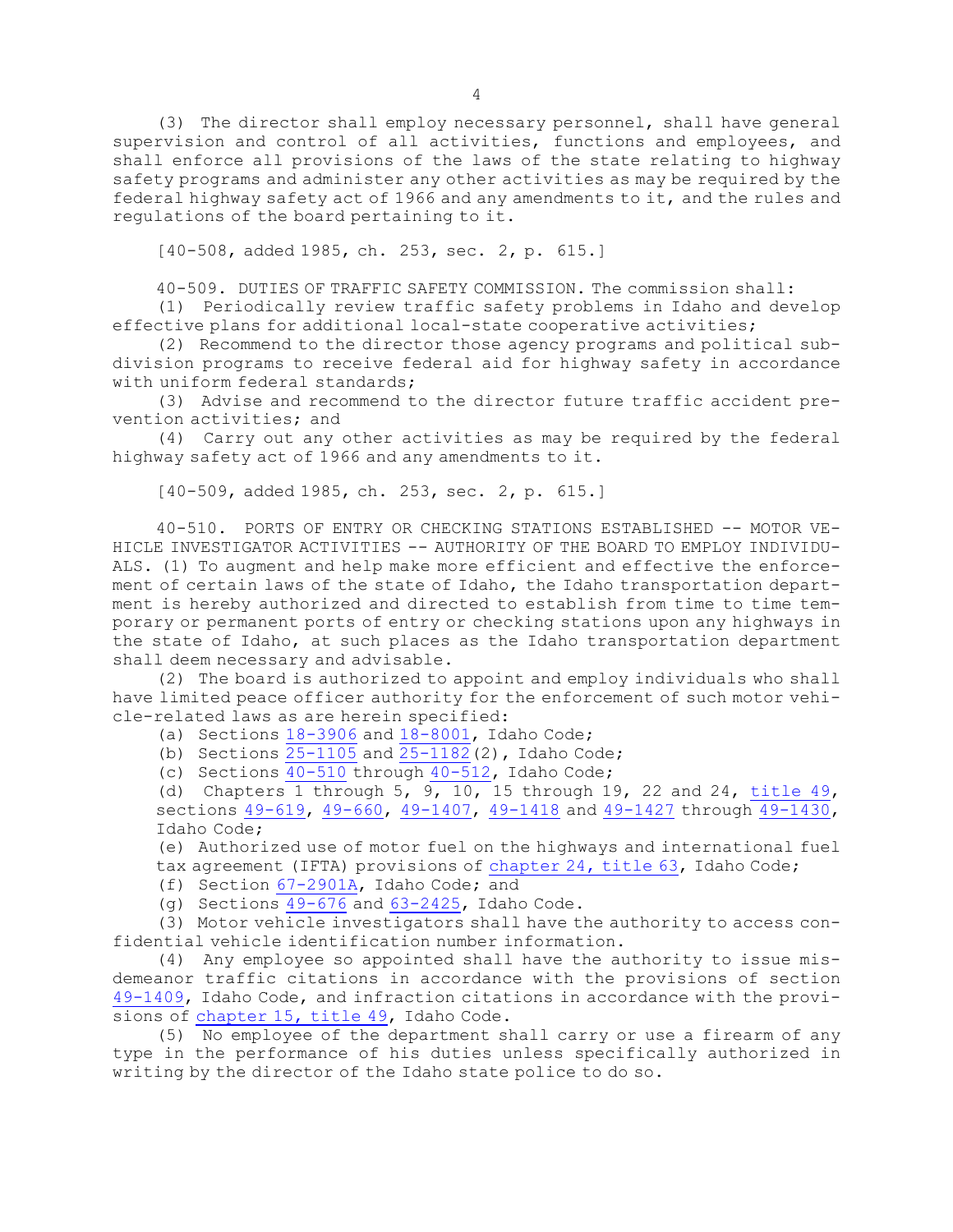(3) The director shall employ necessary personnel, shall have general supervision and control of all activities, functions and employees, and shall enforce all provisions of the laws of the state relating to highway safety programs and administer any other activities as may be required by the federal highway safety act of 1966 and any amendments to it, and the rules and regulations of the board pertaining to it.

[40-508, added 1985, ch. 253, sec. 2, p. 615.]

40-509. DUTIES OF TRAFFIC SAFETY COMMISSION. The commission shall:

(1) Periodically review traffic safety problems in Idaho and develop effective plans for additional local-state cooperative activities;

(2) Recommend to the director those agency programs and political subdivision programs to receive federal aid for highway safety in accordance with uniform federal standards;

(3) Advise and recommend to the director future traffic accident prevention activities; and

(4) Carry out any other activities as may be required by the federal highway safety act of 1966 and any amendments to it.

[40-509, added 1985, ch. 253, sec. 2, p. 615.]

40-510. PORTS OF ENTRY OR CHECKING STATIONS ESTABLISHED -- MOTOR VEHICLE INVESTIGATOR ACTIVITIES -- AUTHORITY OF THE BOARD TO EMPLOY INDIVIDUALS. (1) To augment and help make more efficient and effective the enforcement of certain laws of the state of Idaho, the Idaho transportation department is hereby authorized and directed to establish from time to time temporary or permanent ports of entry or checking stations upon any highways in the state of Idaho, at such places as the Idaho transportation department shall deem necessary and advisable.

(2) The board is authorized to appoint and employ individuals who shall have limited peace officer authority for the enforcement of such motor vehicle-related laws as are herein specified:

(a) Sections 18-3906 and 18-8001, Idaho Code;

(b) Sections 25-1105 and 25-1182(2), Idaho Code;

(c) Sections 40-510 through 40-512, Idaho Code;

(d) Chapters 1 through 5, 9, 10, 15 through 19, 22 and 24, title 49, sections 49-619, 49-660, 49-1407, 49-1418 and 49-1427 through 49-1430, Idaho Code;

(e) Authorized use of motor fuel on the highways and international fuel tax agreement (IFTA) provisions of chapter 24, title 63, Idaho Code;

(f) Section 67-2901A, Idaho Code; and

(g) Sections 49-676 and 63-2425, Idaho Code.

(3) Motor vehicle investigators shall have the authority to access confidential vehicle identification number information.

(4) Any employee so appointed shall have the authority to issue misdemeanor traffic citations in accordance with the provisions of section 49-1409, Idaho Code, and infraction citations in accordance with the provisions of chapter 15, title 49, Idaho Code.

(5) No employee of the department shall carry or use a firearm of any type in the performance of his duties unless specifically authorized in writing by the director of the Idaho state police to do so.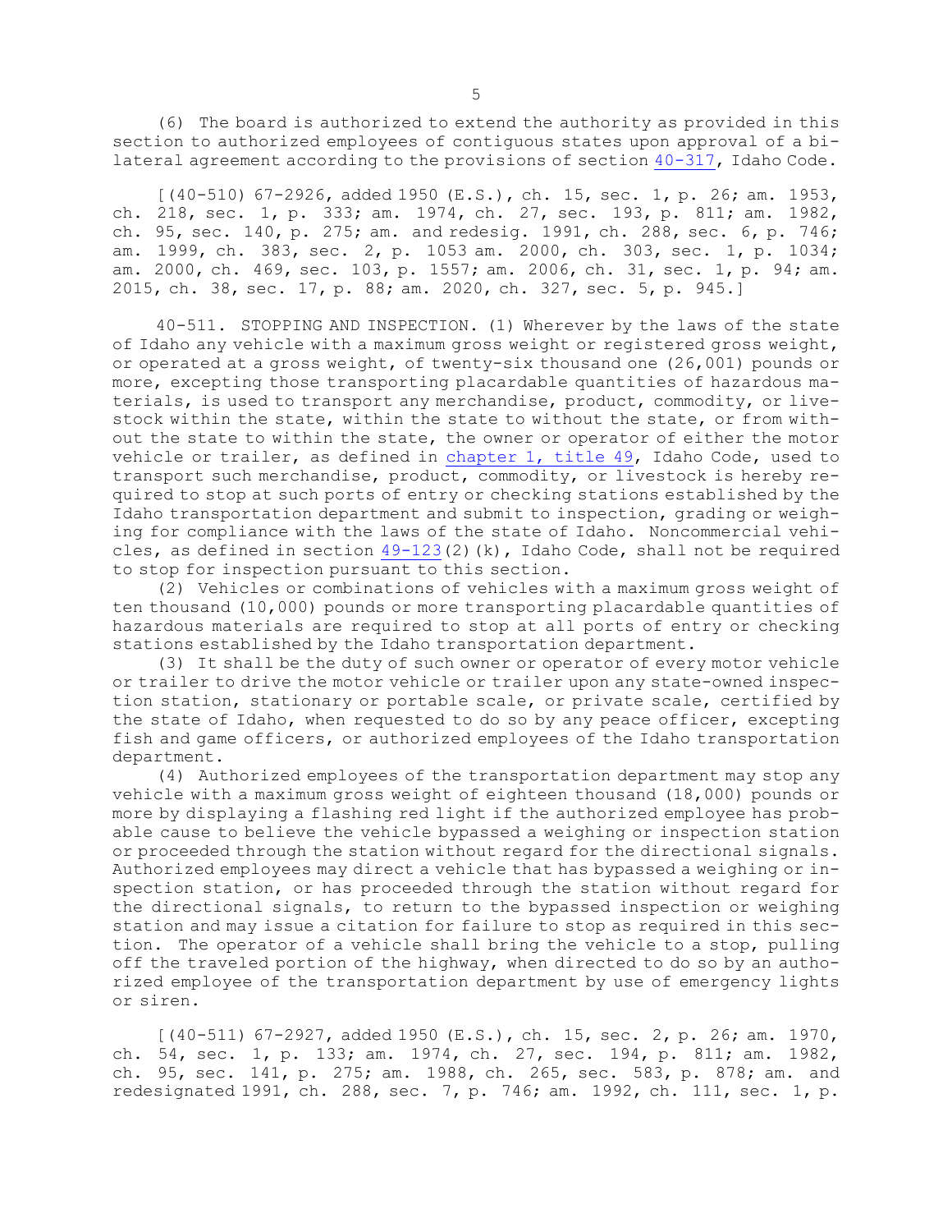(6) The board is authorized to extend the authority as provided in this section to authorized employees of contiguous states upon approval of a bilateral agreement according to the provisions of section 40-317, Idaho Code.

[(40-510) 67-2926, added 1950 (E.S.), ch. 15, sec. 1, p. 26; am. 1953, ch. 218, sec. 1, p. 333; am. 1974, ch. 27, sec. 193, p. 811; am. 1982, ch. 95, sec. 140, p. 275; am. and redesig. 1991, ch. 288, sec. 6, p. 746; am. 1999, ch. 383, sec. 2, p. 1053 am. 2000, ch. 303, sec. 1, p. 1034; am. 2000, ch. 469, sec. 103, p. 1557; am. 2006, ch. 31, sec. 1, p. 94; am. 2015, ch. 38, sec. 17, p. 88; am. 2020, ch. 327, sec. 5, p. 945.]

40-511. STOPPING AND INSPECTION. (1) Wherever by the laws of the state of Idaho any vehicle with a maximum gross weight or registered gross weight, or operated at a gross weight, of twenty-six thousand one (26,001) pounds or more, excepting those transporting placardable quantities of hazardous materials, is used to transport any merchandise, product, commodity, or livestock within the state, within the state to without the state, or from without the state to within the state, the owner or operator of either the motor vehicle or trailer, as defined in chapter 1, title 49, Idaho Code, used to transport such merchandise, product, commodity, or livestock is hereby required to stop at such ports of entry or checking stations established by the Idaho transportation department and submit to inspection, grading or weighing for compliance with the laws of the state of Idaho. Noncommercial vehicles, as defined in section 49-123(2)(k), Idaho Code, shall not be required to stop for inspection pursuant to this section.

(2) Vehicles or combinations of vehicles with a maximum gross weight of ten thousand (10,000) pounds or more transporting placardable quantities of hazardous materials are required to stop at all ports of entry or checking stations established by the Idaho transportation department.

(3) It shall be the duty of such owner or operator of every motor vehicle or trailer to drive the motor vehicle or trailer upon any state-owned inspection station, stationary or portable scale, or private scale, certified by the state of Idaho, when requested to do so by any peace officer, excepting fish and game officers, or authorized employees of the Idaho transportation department.

(4) Authorized employees of the transportation department may stop any vehicle with a maximum gross weight of eighteen thousand (18,000) pounds or more by displaying a flashing red light if the authorized employee has probable cause to believe the vehicle bypassed a weighing or inspection station or proceeded through the station without regard for the directional signals. Authorized employees may direct a vehicle that has bypassed a weighing or inspection station, or has proceeded through the station without regard for the directional signals, to return to the bypassed inspection or weighing station and may issue a citation for failure to stop as required in this section. The operator of a vehicle shall bring the vehicle to a stop, pulling off the traveled portion of the highway, when directed to do so by an authorized employee of the transportation department by use of emergency lights or siren.

[(40-511) 67-2927, added 1950 (E.S.), ch. 15, sec. 2, p. 26; am. 1970, ch. 54, sec. 1, p. 133; am. 1974, ch. 27, sec. 194, p. 811; am. 1982, ch. 95, sec. 141, p. 275; am. 1988, ch. 265, sec. 583, p. 878; am. and redesignated 1991, ch. 288, sec. 7, p. 746; am. 1992, ch. 111, sec. 1, p.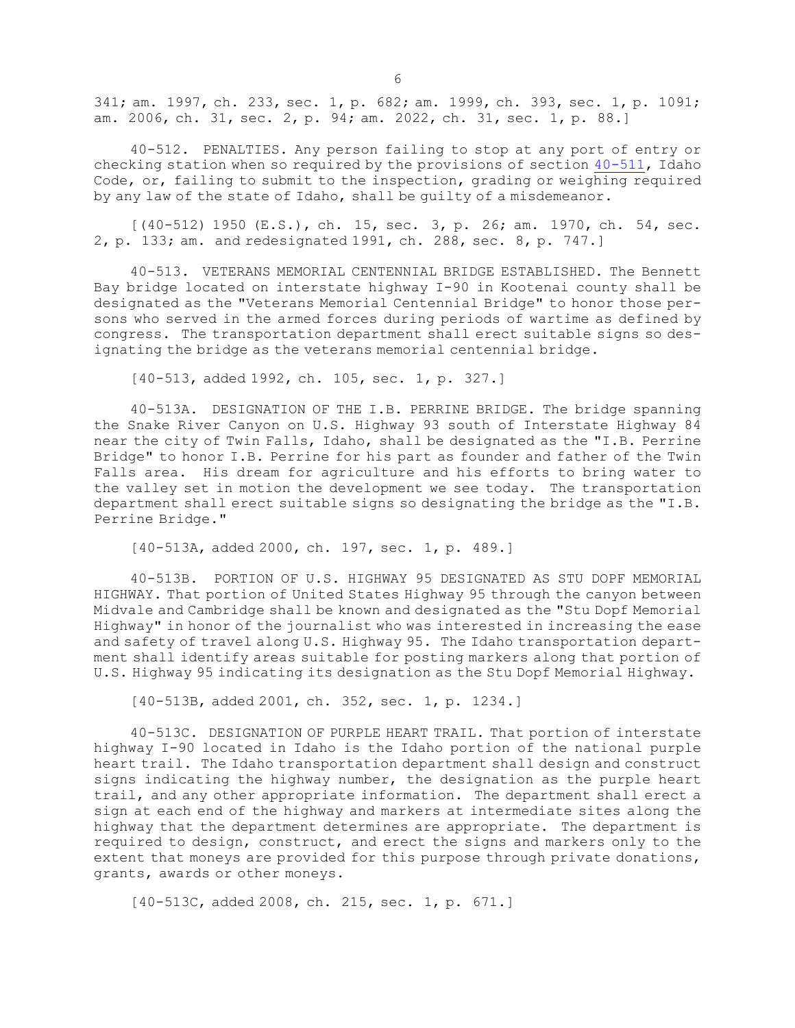341; am. 1997, ch. 233, sec. 1, p. 682; am. 1999, ch. 393, sec. 1, p. 1091; am. 2006, ch. 31, sec. 2, p. 94; am. 2022, ch. 31, sec. 1, p. 88.]

40-512. PENALTIES. Any person failing to stop at any port of entry or checking station when so required by the provisions of section 40-511, Idaho Code, or, failing to submit to the inspection, grading or weighing required by any law of the state of Idaho, shall be guilty of a misdemeanor.

[(40-512) 1950 (E.S.), ch. 15, sec. 3, p. 26; am. 1970, ch. 54, sec. 2, p. 133; am. and redesignated 1991, ch. 288, sec. 8, p. 747.]

40-513. VETERANS MEMORIAL CENTENNIAL BRIDGE ESTABLISHED. The Bennett Bay bridge located on interstate highway I-90 in Kootenai county shall be designated as the "Veterans Memorial Centennial Bridge" to honor those persons who served in the armed forces during periods of wartime as defined by congress. The transportation department shall erect suitable signs so designating the bridge as the veterans memorial centennial bridge.

[40-513, added 1992, ch. 105, sec. 1, p. 327.]

40-513A. DESIGNATION OF THE I.B. PERRINE BRIDGE. The bridge spanning the Snake River Canyon on U.S. Highway 93 south of Interstate Highway 84 near the city of Twin Falls, Idaho, shall be designated as the "I.B. Perrine Bridge" to honor I.B. Perrine for his part as founder and father of the Twin Falls area. His dream for agriculture and his efforts to bring water to the valley set in motion the development we see today. The transportation department shall erect suitable signs so designating the bridge as the "I.B. Perrine Bridge."

[40-513A, added 2000, ch. 197, sec. 1, p. 489.]

40-513B. PORTION OF U.S. HIGHWAY 95 DESIGNATED AS STU DOPF MEMORIAL HIGHWAY. That portion of United States Highway 95 through the canyon between Midvale and Cambridge shall be known and designated as the "Stu Dopf Memorial Highway" in honor of the journalist who was interested in increasing the ease and safety of travel along U.S. Highway 95. The Idaho transportation department shall identify areas suitable for posting markers along that portion of U.S. Highway 95 indicating its designation as the Stu Dopf Memorial Highway.

[40-513B, added 2001, ch. 352, sec. 1, p. 1234.]

40-513C. DESIGNATION OF PURPLE HEART TRAIL. That portion of interstate highway I-90 located in Idaho is the Idaho portion of the national purple heart trail. The Idaho transportation department shall design and construct signs indicating the highway number, the designation as the purple heart trail, and any other appropriate information. The department shall erect a sign at each end of the highway and markers at intermediate sites along the highway that the department determines are appropriate. The department is required to design, construct, and erect the signs and markers only to the extent that moneys are provided for this purpose through private donations, grants, awards or other moneys.

[40-513C, added 2008, ch. 215, sec. 1, p. 671.]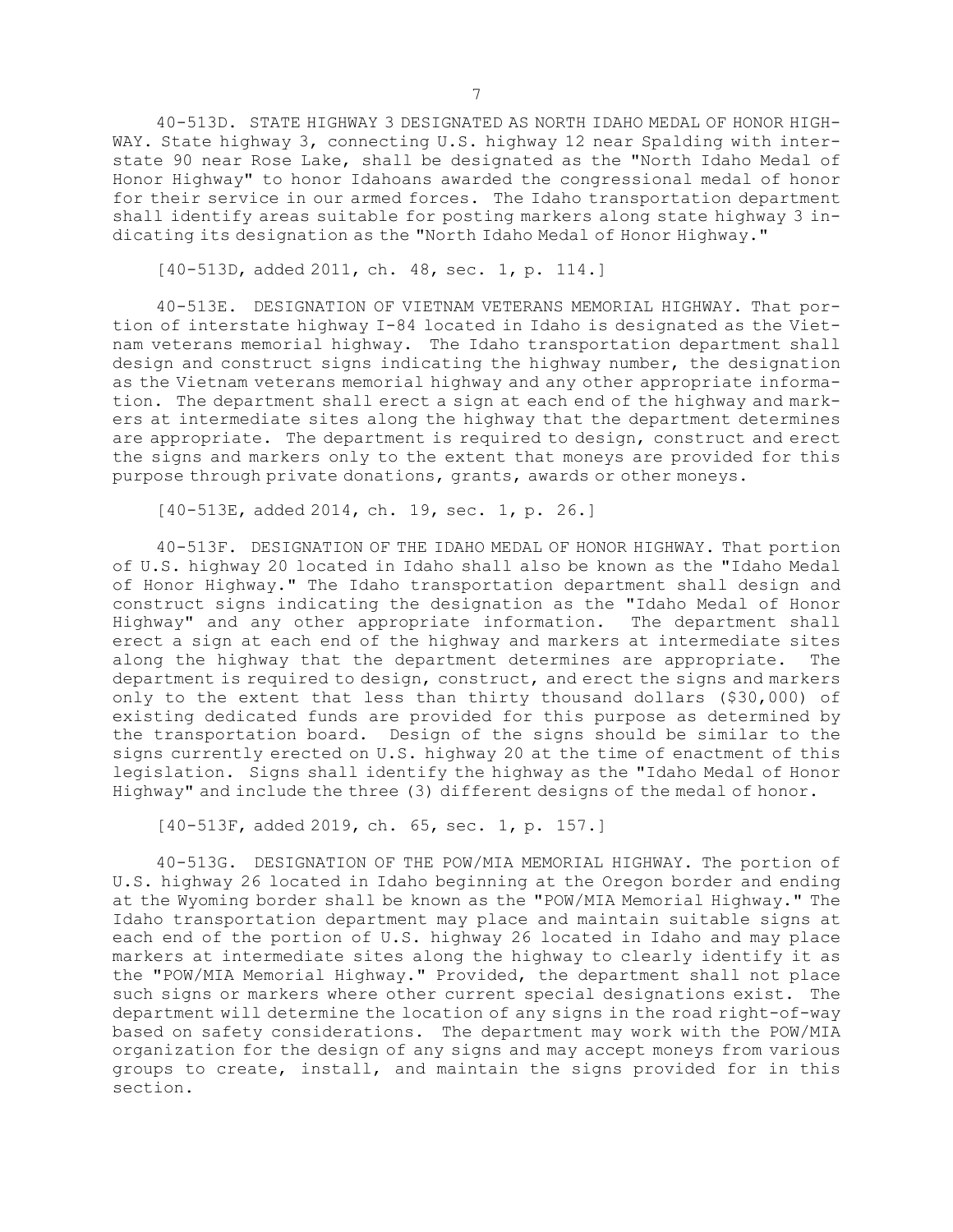40-513D. STATE HIGHWAY 3 DESIGNATED AS NORTH IDAHO MEDAL OF HONOR HIGHWAY. State highway 3, connecting U.S. highway 12 near Spalding with interstate 90 near Rose Lake, shall be designated as the "North Idaho Medal of Honor Highway" to honor Idahoans awarded the congressional medal of honor for their service in our armed forces. The Idaho transportation department shall identify areas suitable for posting markers along state highway 3 indicating its designation as the "North Idaho Medal of Honor Highway."

[40-513D, added 2011, ch. 48, sec. 1, p. 114.]

40-513E. DESIGNATION OF VIETNAM VETERANS MEMORIAL HIGHWAY. That portion of interstate highway I-84 located in Idaho is designated as the Vietnam veterans memorial highway. The Idaho transportation department shall design and construct signs indicating the highway number, the designation as the Vietnam veterans memorial highway and any other appropriate information. The department shall erect a sign at each end of the highway and markers at intermediate sites along the highway that the department determines are appropriate. The department is required to design, construct and erect the signs and markers only to the extent that moneys are provided for this purpose through private donations, grants, awards or other moneys.

[40-513E, added 2014, ch. 19, sec. 1, p. 26.]

40-513F. DESIGNATION OF THE IDAHO MEDAL OF HONOR HIGHWAY. That portion of U.S. highway 20 located in Idaho shall also be known as the "Idaho Medal of Honor Highway." The Idaho transportation department shall design and construct signs indicating the designation as the "Idaho Medal of Honor Highway" and any other appropriate information. The department shall erect a sign at each end of the highway and markers at intermediate sites along the highway that the department determines are appropriate. The department is required to design, construct, and erect the signs and markers only to the extent that less than thirty thousand dollars ($30,000) of existing dedicated funds are provided for this purpose as determined by the transportation board. Design of the signs should be similar to the signs currently erected on U.S. highway 20 at the time of enactment of this legislation. Signs shall identify the highway as the "Idaho Medal of Honor Highway" and include the three (3) different designs of the medal of honor.

[40-513F, added 2019, ch. 65, sec. 1, p. 157.]

40-513G. DESIGNATION OF THE POW/MIA MEMORIAL HIGHWAY. The portion of U.S. highway 26 located in Idaho beginning at the Oregon border and ending at the Wyoming border shall be known as the "POW/MIA Memorial Highway." The Idaho transportation department may place and maintain suitable signs at each end of the portion of U.S. highway 26 located in Idaho and may place markers at intermediate sites along the highway to clearly identify it as the "POW/MIA Memorial Highway." Provided, the department shall not place such signs or markers where other current special designations exist. The department will determine the location of any signs in the road right-of-way based on safety considerations. The department may work with the POW/MIA organization for the design of any signs and may accept moneys from various groups to create, install, and maintain the signs provided for in this section.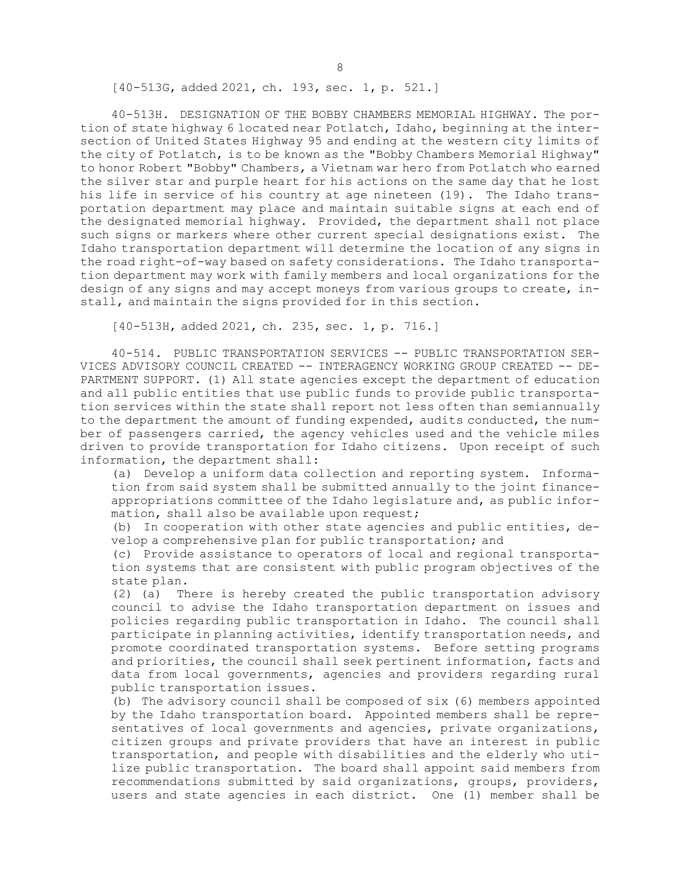[40-513G, added 2021, ch. 193, sec. 1, p. 521.]

40-513H. DESIGNATION OF THE BOBBY CHAMBERS MEMORIAL HIGHWAY. The portion of state highway 6 located near Potlatch, Idaho, beginning at the intersection of United States Highway 95 and ending at the western city limits of the city of Potlatch, is to be known as the "Bobby Chambers Memorial Highway" to honor Robert "Bobby" Chambers, a Vietnam war hero from Potlatch who earned the silver star and purple heart for his actions on the same day that he lost his life in service of his country at age nineteen (19). The Idaho transportation department may place and maintain suitable signs at each end of the designated memorial highway. Provided, the department shall not place such signs or markers where other current special designations exist. The Idaho transportation department will determine the location of any signs in the road right-of-way based on safety considerations. The Idaho transportation department may work with family members and local organizations for the design of any signs and may accept moneys from various groups to create, install, and maintain the signs provided for in this section.

[40-513H, added 2021, ch. 235, sec. 1, p. 716.]

40-514. PUBLIC TRANSPORTATION SERVICES -- PUBLIC TRANSPORTATION SERVICES ADVISORY COUNCIL CREATED -- INTERAGENCY WORKING GROUP CREATED -- DEPARTMENT SUPPORT. (1) All state agencies except the department of education and all public entities that use public funds to provide public transportation services within the state shall report not less often than semiannually to the department the amount of funding expended, audits conducted, the number of passengers carried, the agency vehicles used and the vehicle miles driven to provide transportation for Idaho citizens. Upon receipt of such information, the department shall:

(a) Develop a uniform data collection and reporting system. Information from said system shall be submitted annually to the joint finance-appropriations committee of the Idaho legislature and, as public information, shall also be available upon request;

(b) In cooperation with other state agencies and public entities, develop a comprehensive plan for public transportation; and

(c) Provide assistance to operators of local and regional transportation systems that are consistent with public program objectives of the state plan.

(2) (a) There is hereby created the public transportation advisory council to advise the Idaho transportation department on issues and policies regarding public transportation in Idaho. The council shall participate in planning activities, identify transportation needs, and promote coordinated transportation systems. Before setting programs and priorities, the council shall seek pertinent information, facts and data from local governments, agencies and providers regarding rural public transportation issues.

(b) The advisory council shall be composed of six (6) members appointed by the Idaho transportation board. Appointed members shall be representatives of local governments and agencies, private organizations, citizen groups and private providers that have an interest in public transportation, and people with disabilities and the elderly who utilize public transportation. The board shall appoint said members from recommendations submitted by said organizations, groups, providers, users and state agencies in each district. One (1) member shall be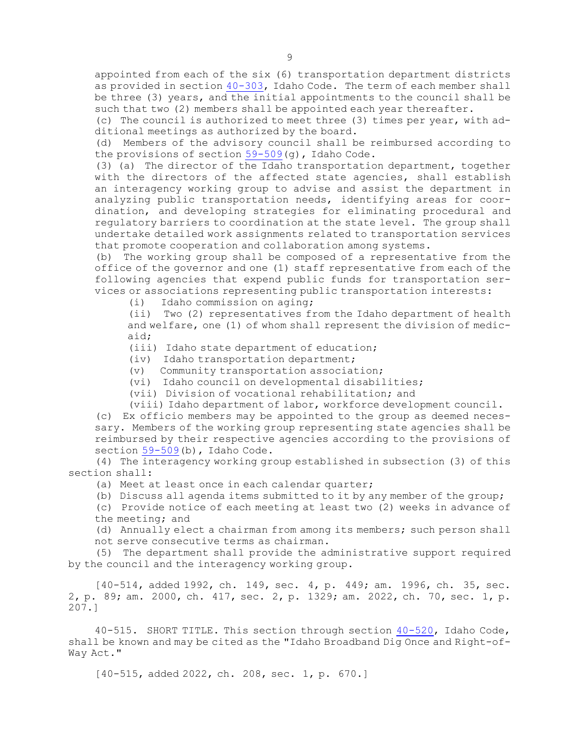appointed from each of the six (6) transportation department districts as provided in section 40-303, Idaho Code. The term of each member shall be three (3) years, and the initial appointments to the council shall be such that two (2) members shall be appointed each year thereafter.

(c) The council is authorized to meet three (3) times per year, with additional meetings as authorized by the board.

(d) Members of the advisory council shall be reimbursed according to the provisions of section 59-509(g), Idaho Code.

(3) (a) The director of the Idaho transportation department, together with the directors of the affected state agencies, shall establish an interagency working group to advise and assist the department in analyzing public transportation needs, identifying areas for coordination, and developing strategies for eliminating procedural and regulatory barriers to coordination at the state level. The group shall undertake detailed work assignments related to transportation services that promote cooperation and collaboration among systems.

(b) The working group shall be composed of a representative from the office of the governor and one (1) staff representative from each of the following agencies that expend public funds for transportation services or associations representing public transportation interests:

(i) Idaho commission on aging;

(ii) Two (2) representatives from the Idaho department of health and welfare, one (1) of whom shall represent the division of medicaid;

(iii) Idaho state department of education;

(iv) Idaho transportation department;

(v) Community transportation association;

(vi) Idaho council on developmental disabilities;

(vii) Division of vocational rehabilitation; and

(viii) Idaho department of labor, workforce development council.

(c) Ex officio members may be appointed to the group as deemed necessary. Members of the working group representing state agencies shall be reimbursed by their respective agencies according to the provisions of section 59-509(b), Idaho Code.

(4) The interagency working group established in subsection (3) of this section shall:

(a) Meet at least once in each calendar quarter;

(b) Discuss all agenda items submitted to it by any member of the group;

(c) Provide notice of each meeting at least two (2) weeks in advance of the meeting; and

(d) Annually elect a chairman from among its members; such person shall not serve consecutive terms as chairman.

(5) The department shall provide the administrative support required by the council and the interagency working group.

[40-514, added 1992, ch. 149, sec. 4, p. 449; am. 1996, ch. 35, sec. 2, p. 89; am. 2000, ch. 417, sec. 2, p. 1329; am. 2022, ch. 70, sec. 1, p. 207.]

40-515. SHORT TITLE. This section through section 40-520, Idaho Code, shall be known and may be cited as the "Idaho Broadband Dig Once and Right-of-Way Act."

[40-515, added 2022, ch. 208, sec. 1, p. 670.]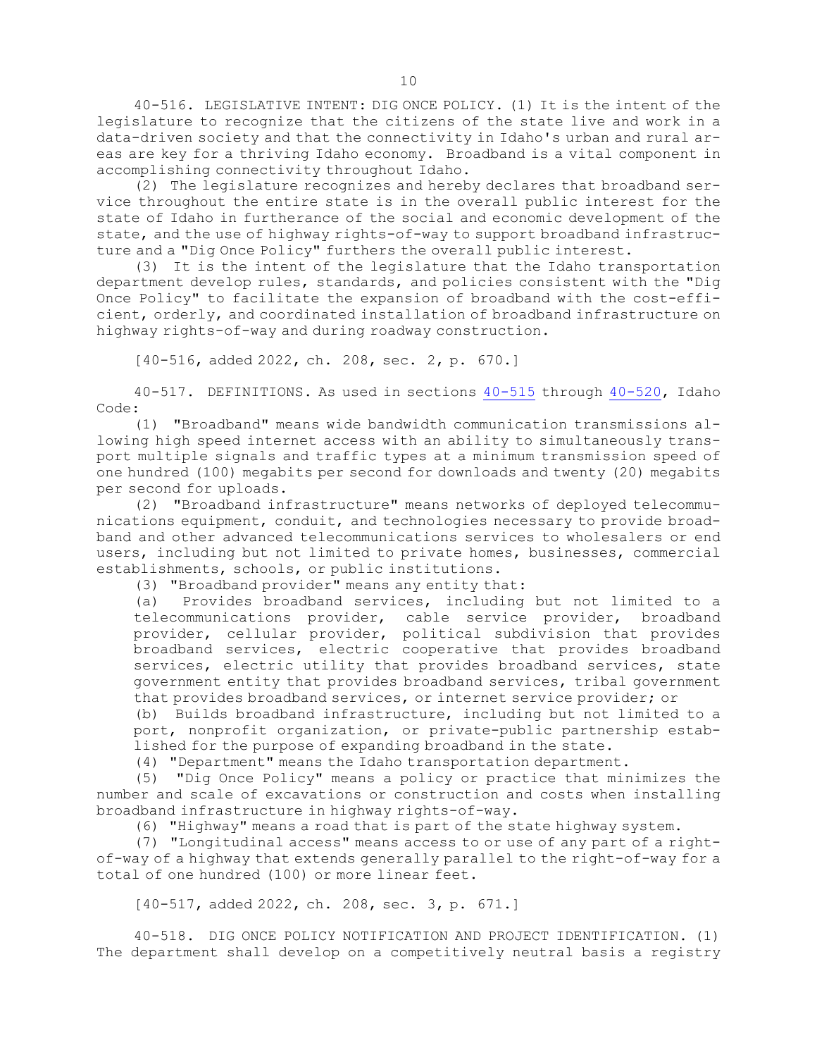40-516. LEGISLATIVE INTENT: DIG ONCE POLICY. (1) It is the intent of the legislature to recognize that the citizens of the state live and work in a data-driven society and that the connectivity in Idaho's urban and rural areas are key for a thriving Idaho economy. Broadband is a vital component in accomplishing connectivity throughout Idaho.

(2) The legislature recognizes and hereby declares that broadband service throughout the entire state is in the overall public interest for the state of Idaho in furtherance of the social and economic development of the state, and the use of highway rights-of-way to support broadband infrastructure and a "Dig Once Policy" furthers the overall public interest.

(3) It is the intent of the legislature that the Idaho transportation department develop rules, standards, and policies consistent with the "Dig Once Policy" to facilitate the expansion of broadband with the cost-efficient, orderly, and coordinated installation of broadband infrastructure on highway rights-of-way and during roadway construction.

[40-516, added 2022, ch. 208, sec. 2, p. 670.]

40-517. DEFINITIONS. As used in sections 40-515 through 40-520, Idaho Code:

(1) "Broadband" means wide bandwidth communication transmissions allowing high speed internet access with an ability to simultaneously transport multiple signals and traffic types at a minimum transmission speed of one hundred (100) megabits per second for downloads and twenty (20) megabits per second for uploads.

(2) "Broadband infrastructure" means networks of deployed telecommunications equipment, conduit, and technologies necessary to provide broadband and other advanced telecommunications services to wholesalers or end users, including but not limited to private homes, businesses, commercial establishments, schools, or public institutions.

(3) "Broadband provider" means any entity that:

(a) Provides broadband services, including but not limited to a telecommunications provider, cable service provider, broadband provider, cellular provider, political subdivision that provides broadband services, electric cooperative that provides broadband services, electric utility that provides broadband services, state government entity that provides broadband services, tribal government that provides broadband services, or internet service provider; or

(b) Builds broadband infrastructure, including but not limited to a port, nonprofit organization, or private-public partnership established for the purpose of expanding broadband in the state.

(4) "Department" means the Idaho transportation department.

(5) "Dig Once Policy" means a policy or practice that minimizes the number and scale of excavations or construction and costs when installing broadband infrastructure in highway rights-of-way.

(6) "Highway" means a road that is part of the state highway system.

(7) "Longitudinal access" means access to or use of any part of a right-of-way of a highway that extends generally parallel to the right-of-way for a total of one hundred (100) or more linear feet.

[40-517, added 2022, ch. 208, sec. 3, p. 671.]

40-518. DIG ONCE POLICY NOTIFICATION AND PROJECT IDENTIFICATION. (1) The department shall develop on a competitively neutral basis a registry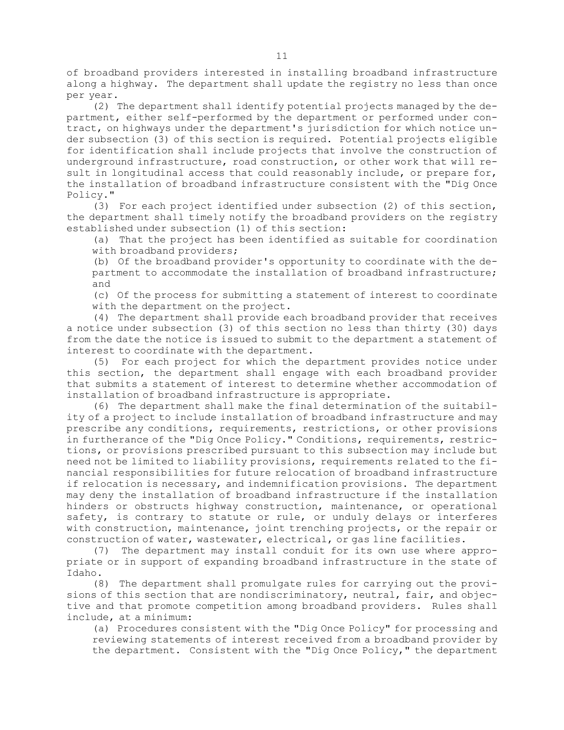of broadband providers interested in installing broadband infrastructure along a highway. The department shall update the registry no less than once per year.

(2) The department shall identify potential projects managed by the department, either self-performed by the department or performed under contract, on highways under the department's jurisdiction for which notice under subsection (3) of this section is required. Potential projects eligible for identification shall include projects that involve the construction of underground infrastructure, road construction, or other work that will result in longitudinal access that could reasonably include, or prepare for, the installation of broadband infrastructure consistent with the "Dig Once Policy."

(3) For each project identified under subsection (2) of this section, the department shall timely notify the broadband providers on the registry established under subsection (1) of this section:

(a) That the project has been identified as suitable for coordination with broadband providers;

(b) Of the broadband provider's opportunity to coordinate with the department to accommodate the installation of broadband infrastructure; and

(c) Of the process for submitting a statement of interest to coordinate with the department on the project.

(4) The department shall provide each broadband provider that receives a notice under subsection (3) of this section no less than thirty (30) days from the date the notice is issued to submit to the department a statement of interest to coordinate with the department.

(5) For each project for which the department provides notice under this section, the department shall engage with each broadband provider that submits a statement of interest to determine whether accommodation of installation of broadband infrastructure is appropriate.

(6) The department shall make the final determination of the suitability of a project to include installation of broadband infrastructure and may prescribe any conditions, requirements, restrictions, or other provisions in furtherance of the "Dig Once Policy." Conditions, requirements, restrictions, or provisions prescribed pursuant to this subsection may include but need not be limited to liability provisions, requirements related to the financial responsibilities for future relocation of broadband infrastructure if relocation is necessary, and indemnification provisions. The department may deny the installation of broadband infrastructure if the installation hinders or obstructs highway construction, maintenance, or operational safety, is contrary to statute or rule, or unduly delays or interferes with construction, maintenance, joint trenching projects, or the repair or construction of water, wastewater, electrical, or gas line facilities.

(7) The department may install conduit for its own use where appropriate or in support of expanding broadband infrastructure in the state of Idaho.

(8) The department shall promulgate rules for carrying out the provisions of this section that are nondiscriminatory, neutral, fair, and objective and that promote competition among broadband providers. Rules shall include, at a minimum:

(a) Procedures consistent with the "Dig Once Policy" for processing and reviewing statements of interest received from a broadband provider by the department. Consistent with the "Dig Once Policy," the department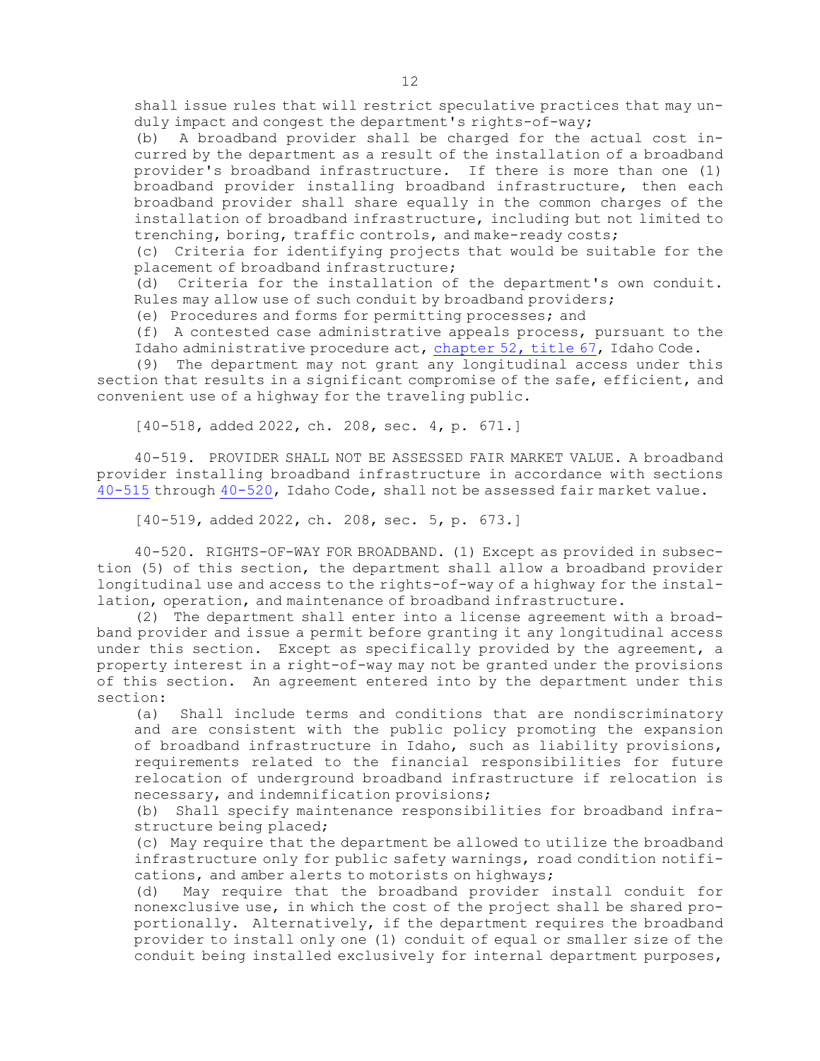shall issue rules that will restrict speculative practices that may unduly impact and congest the department's rights-of-way;

(b) A broadband provider shall be charged for the actual cost incurred by the department as a result of the installation of a broadband provider's broadband infrastructure. If there is more than one (1) broadband provider installing broadband infrastructure, then each broadband provider shall share equally in the common charges of the installation of broadband infrastructure, including but not limited to trenching, boring, traffic controls, and make-ready costs;

(c) Criteria for identifying projects that would be suitable for the placement of broadband infrastructure;

(d) Criteria for the installation of the department's own conduit. Rules may allow use of such conduit by broadband providers;

(e) Procedures and forms for permitting processes; and

(f) A contested case administrative appeals process, pursuant to the Idaho administrative procedure act, chapter 52, title 67, Idaho Code.

(9) The department may not grant any longitudinal access under this section that results in a significant compromise of the safe, efficient, and convenient use of a highway for the traveling public.

[40-518, added 2022, ch. 208, sec. 4, p. 671.]

40-519. PROVIDER SHALL NOT BE ASSESSED FAIR MARKET VALUE. A broadband provider installing broadband infrastructure in accordance with sections 40-515 through 40-520, Idaho Code, shall not be assessed fair market value.

[40-519, added 2022, ch. 208, sec. 5, p. 673.]

40-520. RIGHTS-OF-WAY FOR BROADBAND. (1) Except as provided in subsection (5) of this section, the department shall allow a broadband provider longitudinal use and access to the rights-of-way of a highway for the installation, operation, and maintenance of broadband infrastructure.

(2) The department shall enter into a license agreement with a broadband provider and issue a permit before granting it any longitudinal access under this section. Except as specifically provided by the agreement, a property interest in a right-of-way may not be granted under the provisions of this section. An agreement entered into by the department under this section:

(a) Shall include terms and conditions that are nondiscriminatory and are consistent with the public policy promoting the expansion of broadband infrastructure in Idaho, such as liability provisions, requirements related to the financial responsibilities for future relocation of underground broadband infrastructure if relocation is necessary, and indemnification provisions;

(b) Shall specify maintenance responsibilities for broadband infrastructure being placed;

(c) May require that the department be allowed to utilize the broadband infrastructure only for public safety warnings, road condition notifications, and amber alerts to motorists on highways;

(d) May require that the broadband provider install conduit for nonexclusive use, in which the cost of the project shall be shared proportionally. Alternatively, if the department requires the broadband provider to install only one (1) conduit of equal or smaller size of the conduit being installed exclusively for internal department purposes,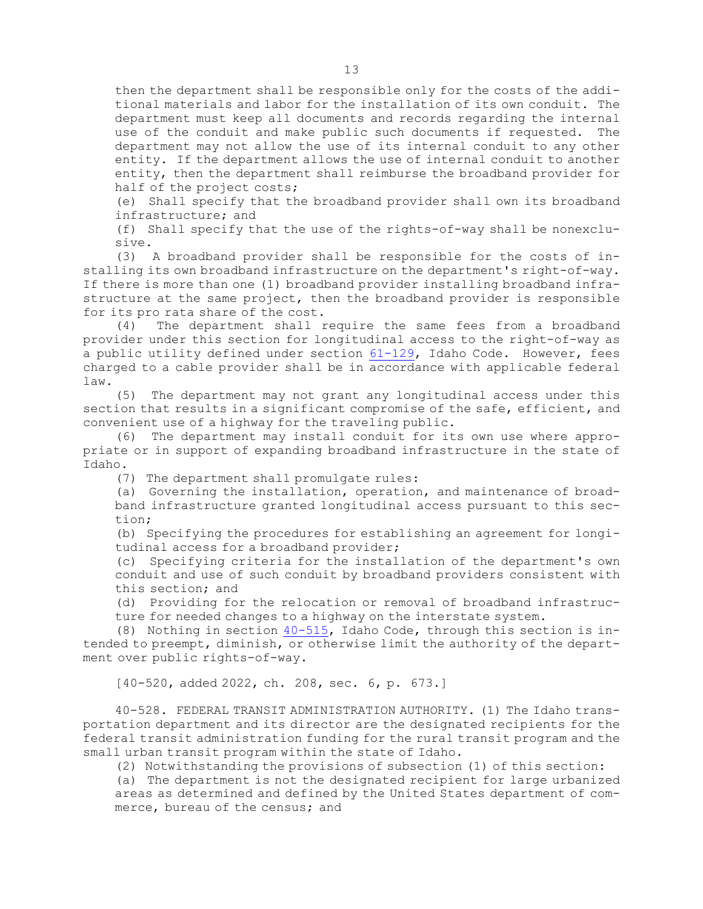then the department shall be responsible only for the costs of the additional materials and labor for the installation of its own conduit. The department must keep all documents and records regarding the internal use of the conduit and make public such documents if requested. The department may not allow the use of its internal conduit to any other entity. If the department allows the use of internal conduit to another entity, then the department shall reimburse the broadband provider for half of the project costs;

(e) Shall specify that the broadband provider shall own its broadband infrastructure; and

(f) Shall specify that the use of the rights-of-way shall be nonexclusive.

(3) A broadband provider shall be responsible for the costs of installing its own broadband infrastructure on the department's right-of-way. If there is more than one (1) broadband provider installing broadband infrastructure at the same project, then the broadband provider is responsible for its pro rata share of the cost.

(4) The department shall require the same fees from a broadband provider under this section for longitudinal access to the right-of-way as a public utility defined under section 61-129, Idaho Code. However, fees charged to a cable provider shall be in accordance with applicable federal law.

(5) The department may not grant any longitudinal access under this section that results in a significant compromise of the safe, efficient, and convenient use of a highway for the traveling public.

(6) The department may install conduit for its own use where appropriate or in support of expanding broadband infrastructure in the state of Idaho.

(7) The department shall promulgate rules:

(a) Governing the installation, operation, and maintenance of broadband infrastructure granted longitudinal access pursuant to this section;

(b) Specifying the procedures for establishing an agreement for longitudinal access for a broadband provider;

(c) Specifying criteria for the installation of the department's own conduit and use of such conduit by broadband providers consistent with this section; and

(d) Providing for the relocation or removal of broadband infrastructure for needed changes to a highway on the interstate system.

(8) Nothing in section 40-515, Idaho Code, through this section is intended to preempt, diminish, or otherwise limit the authority of the department over public rights-of-way.

[40-520, added 2022, ch. 208, sec. 6, p. 673.]

40-528. FEDERAL TRANSIT ADMINISTRATION AUTHORITY. (1) The Idaho transportation department and its director are the designated recipients for the federal transit administration funding for the rural transit program and the small urban transit program within the state of Idaho.

(2) Notwithstanding the provisions of subsection (1) of this section:

(a) The department is not the designated recipient for large urbanized areas as determined and defined by the United States department of commerce, bureau of the census; and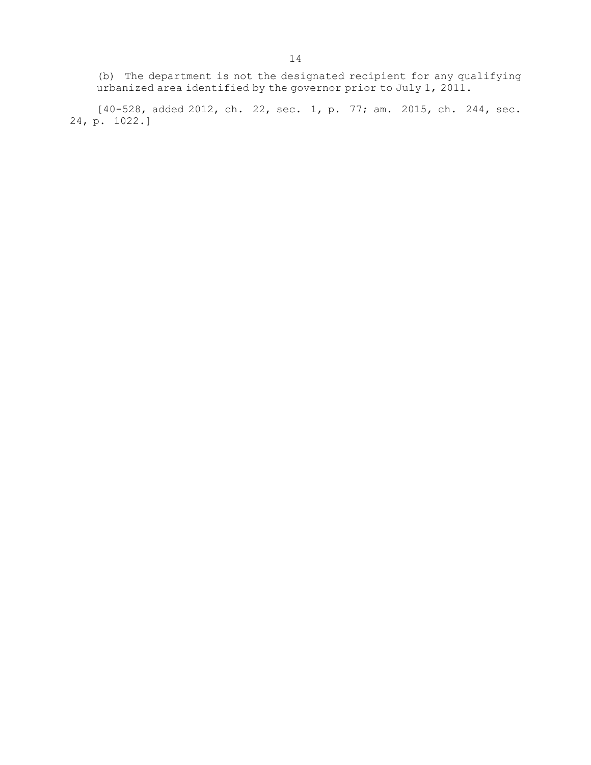(b) The department is not the designated recipient for any qualifying urbanized area identified by the governor prior to July 1, 2011.

[40-528, added 2012, ch. 22, sec. 1, p. 77; am. 2015, ch. 244, sec. 24, p. 1022.]